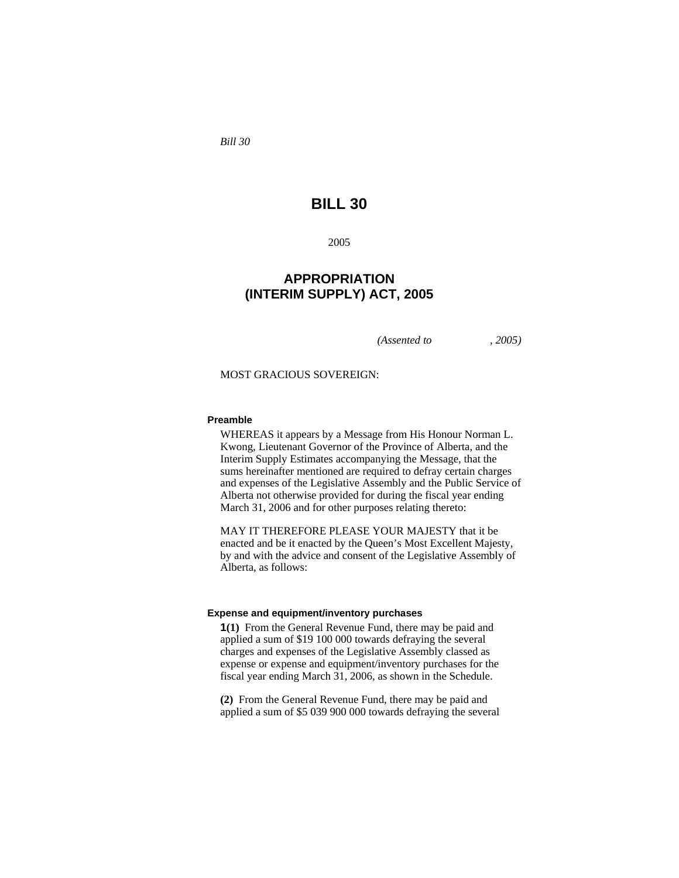*Bill 30*

# BILL 30

2005

## APPROPRIATION (INTERIM SUPPLY) ACT, 2005

*(Assented to , 2005)*

MOST GRACIOUS SOVEREIGN:

**Preamble**

WHEREAS it appears by a Message from His Honour Norman L. Kwong, Lieutenant Governor of the Province of Alberta, and the Interim Supply Estimates accompanying the Message, that the sums hereinafter mentioned are required to defray certain charges and expenses of the Legislative Assembly and the Public Service of Alberta not otherwise provided for during the fiscal year ending March 31, 2006 and for other purposes relating thereto:

MAY IT THEREFORE PLEASE YOUR MAJESTY that it be enacted and be it enacted by the Queen's Most Excellent Majesty, by and with the advice and consent of the Legislative Assembly of Alberta, as follows:

**Expense and equipment/inventory purchases**

**1(1)** From the General Revenue Fund, there may be paid and applied a sum of $19 100 000 towards defraying the several charges and expenses of the Legislative Assembly classed as expense or expense and equipment/inventory purchases for the fiscal year ending March 31, 2006, as shown in the Schedule.

**(2)** From the General Revenue Fund, there may be paid and applied a sum of $5 039 900 000 towards defraying the several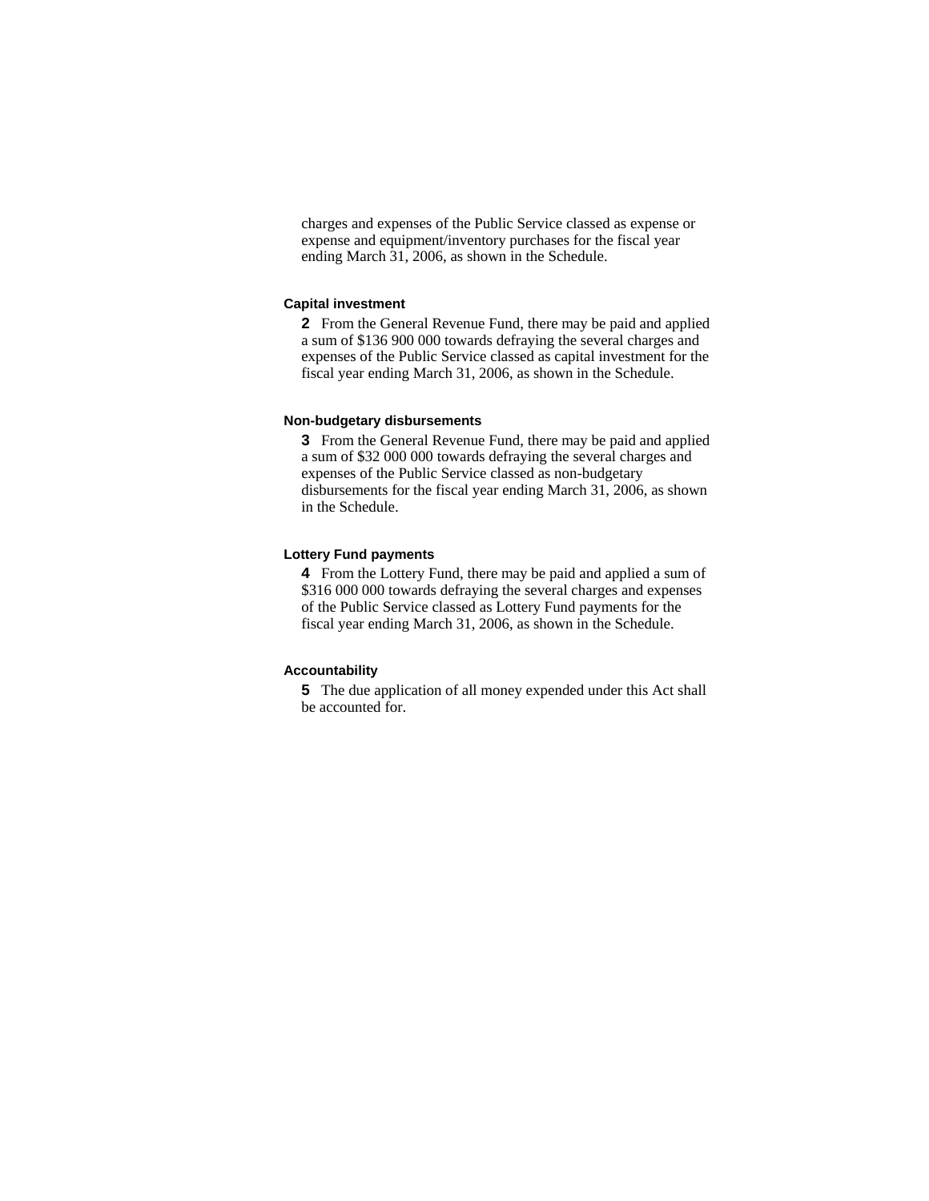charges and expenses of the Public Service classed as expense or expense and equipment/inventory purchases for the fiscal year ending March 31, 2006, as shown in the Schedule.

**Capital investment**

**2** From the General Revenue Fund, there may be paid and applied a sum of $136 900 000 towards defraying the several charges and expenses of the Public Service classed as capital investment for the fiscal year ending March 31, 2006, as shown in the Schedule.

**Non-budgetary disbursements**

**3** From the General Revenue Fund, there may be paid and applied a sum of $32 000 000 towards defraying the several charges and expenses of the Public Service classed as non-budgetary disbursements for the fiscal year ending March 31, 2006, as shown in the Schedule.

**Lottery Fund payments**

**4** From the Lottery Fund, there may be paid and applied a sum of $316 000 000 towards defraying the several charges and expenses of the Public Service classed as Lottery Fund payments for the fiscal year ending March 31, 2006, as shown in the Schedule.

**Accountability**

**5** The due application of all money expended under this Act shall be accounted for.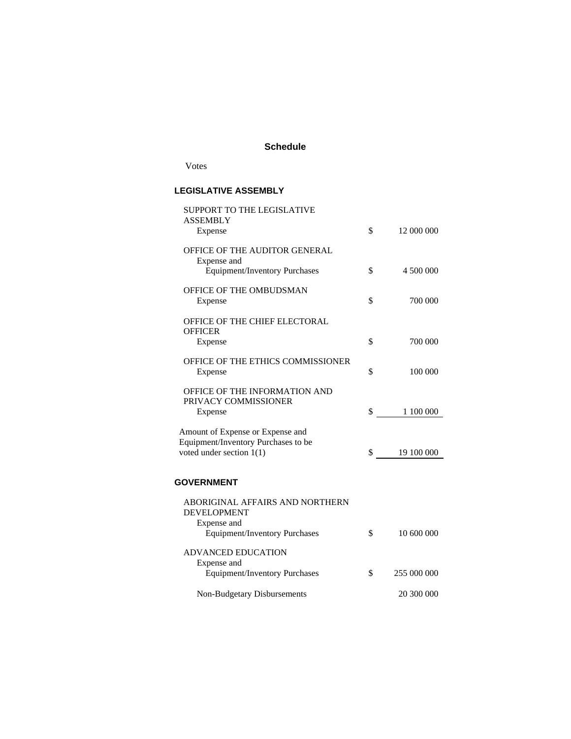## Schedule

Votes

### LEGISLATIVE ASSEMBLY

| | | |
|---|---|---|
| SUPPORT TO THE LEGISLATIVE ASSEMBLY<br>Expense | $ | 12 000 000 |
| OFFICE OF THE AUDITOR GENERAL<br>Expense and<br>Equipment/Inventory Purchases | $ | 4 500 000 |
| OFFICE OF THE OMBUDSMAN<br>Expense | $ | 700 000 |
| OFFICE OF THE CHIEF ELECTORAL OFFICER<br>Expense | $ | 700 000 |
| OFFICE OF THE ETHICS COMMISSIONER<br>Expense | $ | 100 000 |
| OFFICE OF THE INFORMATION AND PRIVACY COMMISSIONER<br>Expense | $ | 1 100 000 |
| Amount of Expense or Expense and Equipment/Inventory Purchases to be voted under section 1(1) | $ | 19 100 000 |

### GOVERNMENT

| | | |
|---|---|---|
| ABORIGINAL AFFAIRS AND NORTHERN DEVELOPMENT<br>Expense and<br>Equipment/Inventory Purchases | $ | 10 600 000 |
| ADVANCED EDUCATION<br>Expense and<br>Equipment/Inventory Purchases | $ | 255 000 000 |
| Non-Budgetary Disbursements | | 20 300 000 |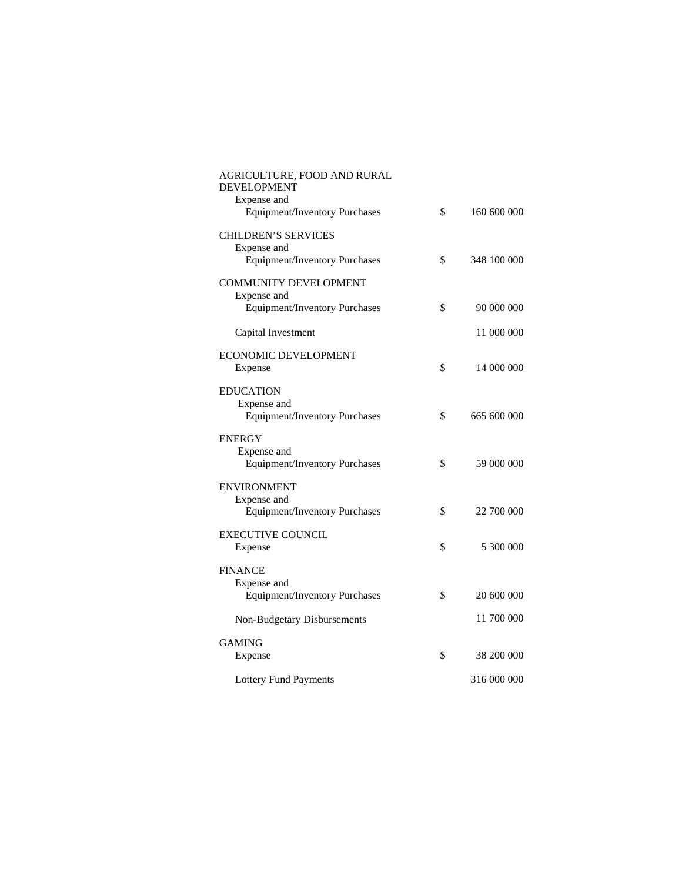| | | |
|---|---|---|
| AGRICULTURE, FOOD AND RURAL DEVELOPMENT | | |
| Expense and Equipment/Inventory Purchases | $ | 160 600 000 |
| CHILDREN'S SERVICES | | |
| Expense and Equipment/Inventory Purchases | $ | 348 100 000 |
| COMMUNITY DEVELOPMENT | | |
| Expense and Equipment/Inventory Purchases | $ | 90 000 000 |
| Capital Investment | | 11 000 000 |
| ECONOMIC DEVELOPMENT | | |
| Expense | $ | 14 000 000 |
| EDUCATION | | |
| Expense and Equipment/Inventory Purchases | $ | 665 600 000 |
| ENERGY | | |
| Expense and Equipment/Inventory Purchases | $ | 59 000 000 |
| ENVIRONMENT | | |
| Expense and Equipment/Inventory Purchases | $ | 22 700 000 |
| EXECUTIVE COUNCIL | | |
| Expense | $ | 5 300 000 |
| FINANCE | | |
| Expense and Equipment/Inventory Purchases | $ | 20 600 000 |
| Non-Budgetary Disbursements | | 11 700 000 |
| GAMING | | |
| Expense | $ | 38 200 000 |
| Lottery Fund Payments | | 316 000 000 |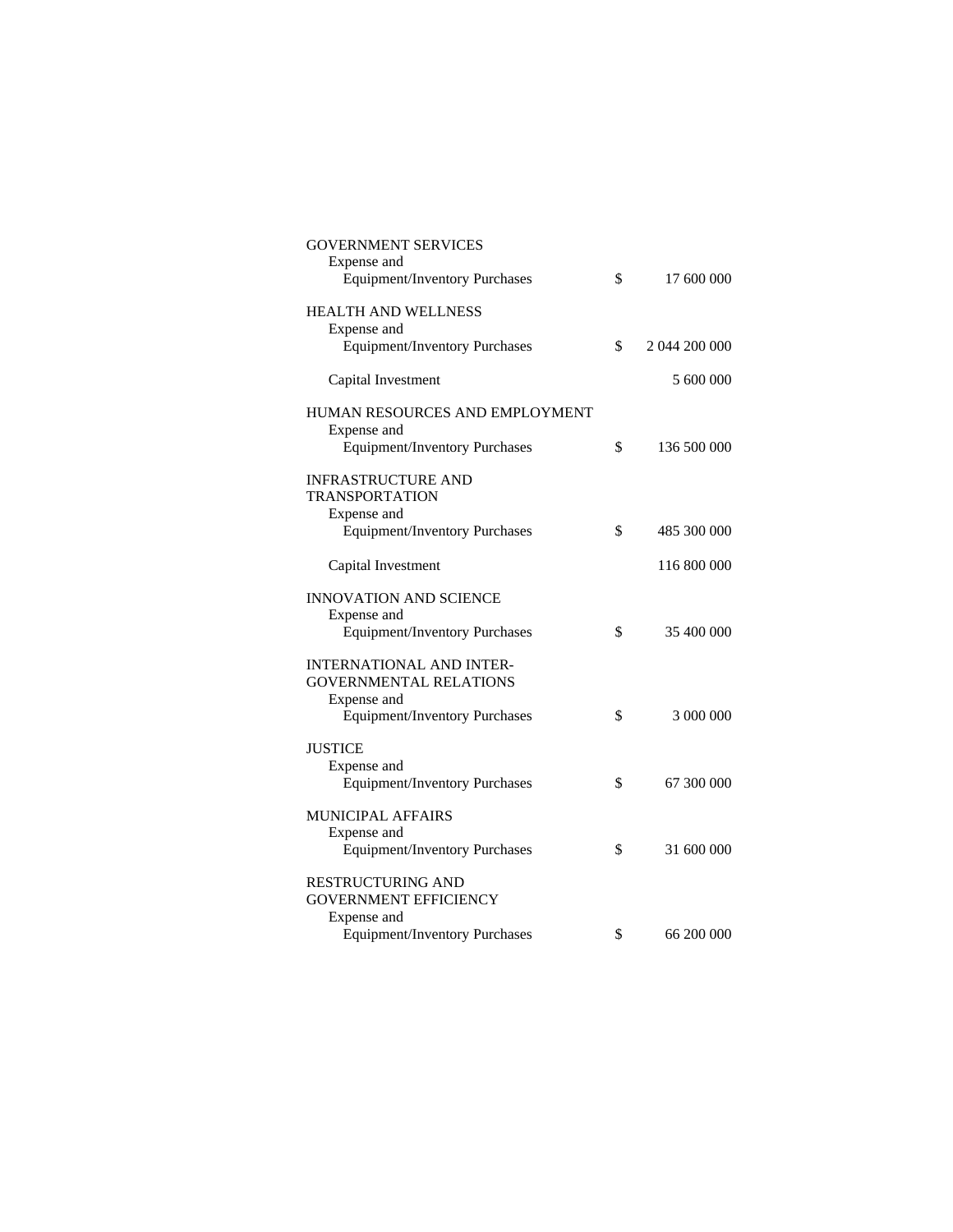| | | |
|---|---|---|
| GOVERNMENT SERVICES | | |
| Expense and Equipment/Inventory Purchases | $ | 17 600 000 |
| HEALTH AND WELLNESS | | |
| Expense and Equipment/Inventory Purchases | $ | 2 044 200 000 |
| Capital Investment | | 5 600 000 |
| HUMAN RESOURCES AND EMPLOYMENT | | |
| Expense and Equipment/Inventory Purchases | $ | 136 500 000 |
| INFRASTRUCTURE AND TRANSPORTATION | | |
| Expense and Equipment/Inventory Purchases | $ | 485 300 000 |
| Capital Investment | | 116 800 000 |
| INNOVATION AND SCIENCE | | |
| Expense and Equipment/Inventory Purchases | $ | 35 400 000 |
| INTERNATIONAL AND INTER-GOVERNMENTAL RELATIONS | | |
| Expense and Equipment/Inventory Purchases | $ | 3 000 000 |
| JUSTICE | | |
| Expense and Equipment/Inventory Purchases | $ | 67 300 000 |
| MUNICIPAL AFFAIRS | | |
| Expense and Equipment/Inventory Purchases | $ | 31 600 000 |
| RESTRUCTURING AND GOVERNMENT EFFICIENCY | | |
| Expense and Equipment/Inventory Purchases | $ | 66 200 000 |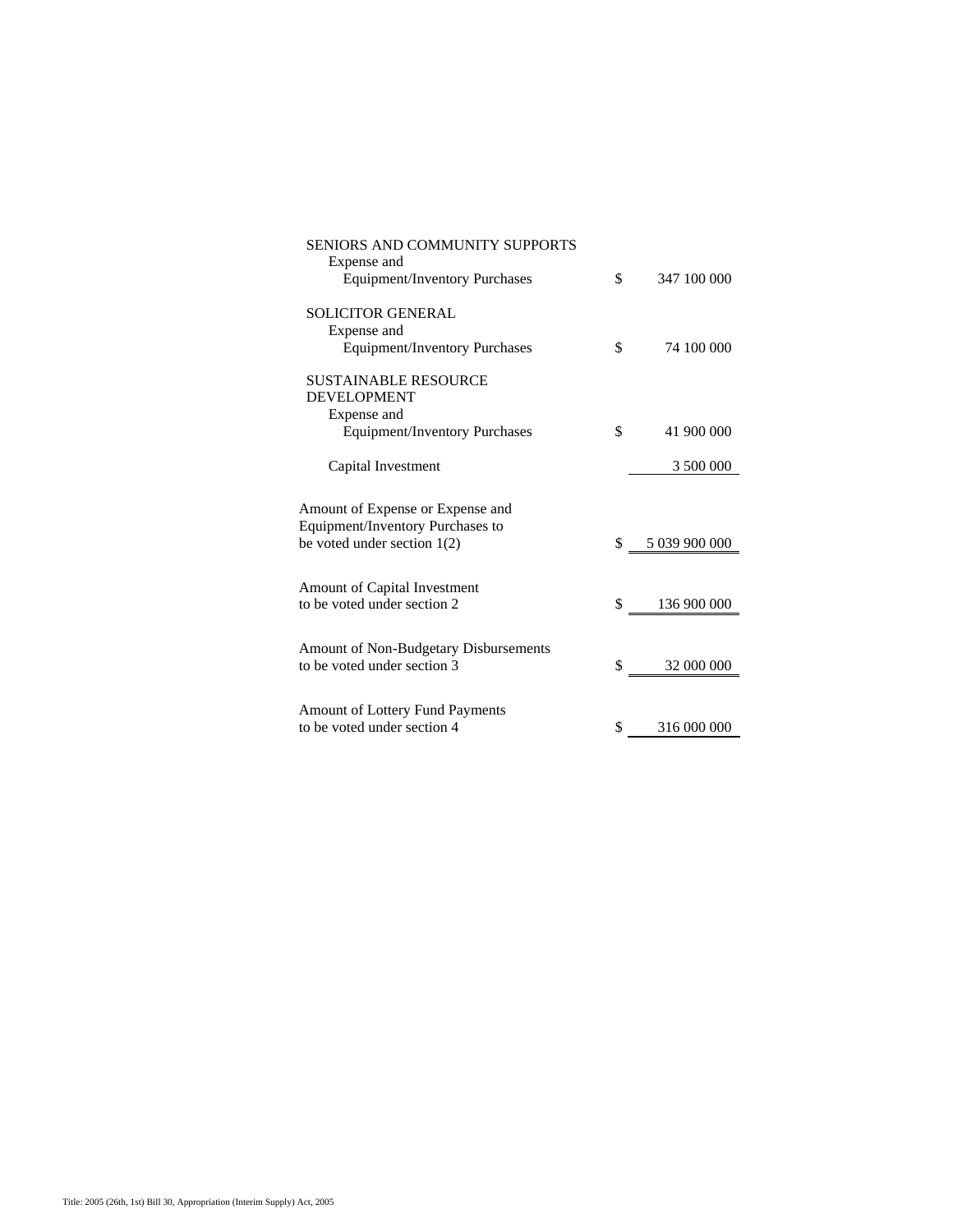| | | |
|---|---|---|
| SENIORS AND COMMUNITY SUPPORTS | | |
| Expense and Equipment/Inventory Purchases | $ | 347 100 000 |
| SOLICITOR GENERAL | | |
| Expense and Equipment/Inventory Purchases | $ | 74 100 000 |
| SUSTAINABLE RESOURCE DEVELOPMENT | | |
| Expense and Equipment/Inventory Purchases | $ | 41 900 000 |
| Capital Investment | | 3 500 000 |
| Amount of Expense or Expense and Equipment/Inventory Purchases to be voted under section 1(2) | $ | 5 039 900 000 |
| Amount of Capital Investment to be voted under section 2 | $ | 136 900 000 |
| Amount of Non-Budgetary Disbursements to be voted under section 3 | $ | 32 000 000 |
| Amount of Lottery Fund Payments to be voted under section 4 | $ | 316 000 000 |